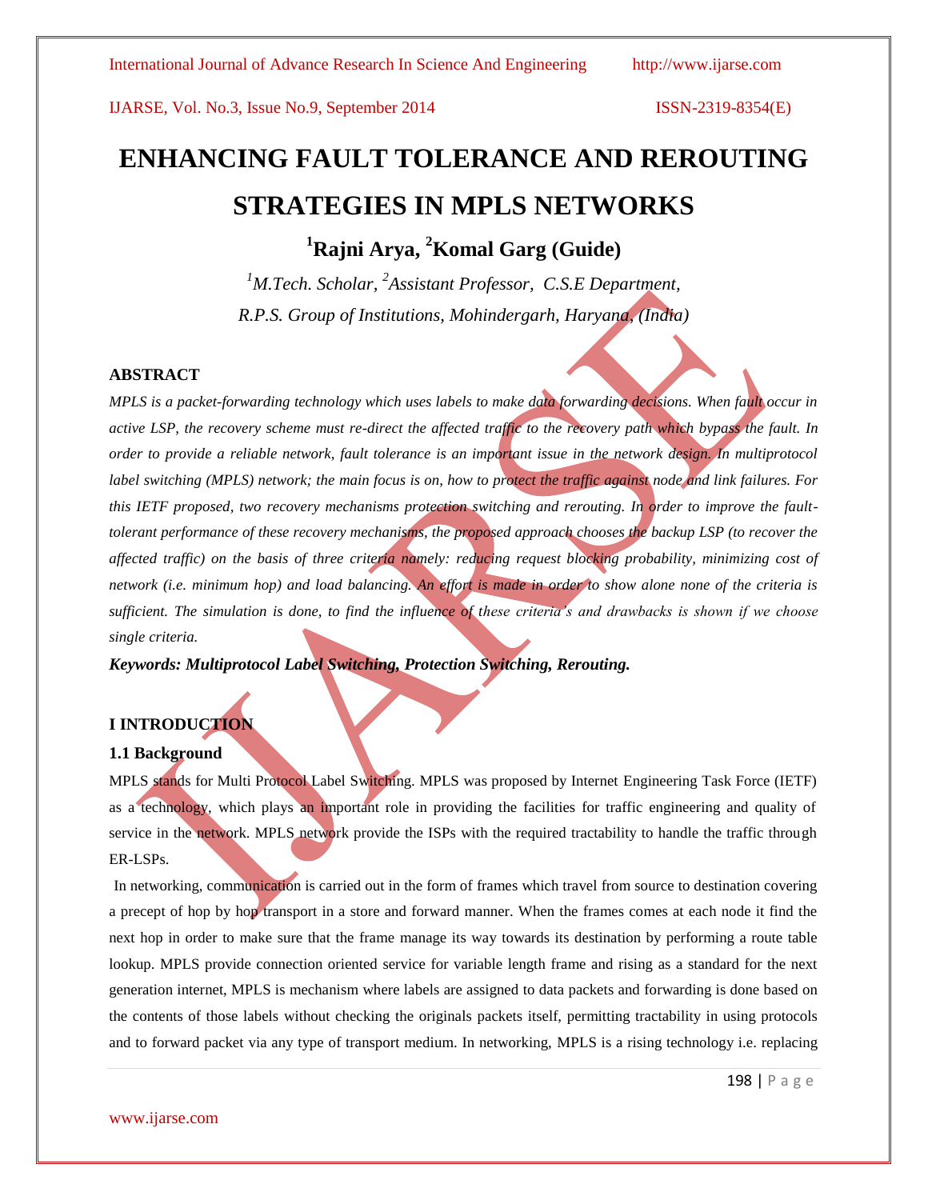# ENHANCING FAULT TOLERANCE AND REROUTING STRATEGIES IN MPLS NETWORKS

**[1]Rajni Arya, [2]Komal Garg (Guide)**

*[1]M.Tech. Scholar, [2]Assistant Professor, C.S.E Department,*
*R.P.S. Group of Institutions, Mohindergarh, Haryana, (India)*

## ABSTRACT

*MPLS is a packet-forwarding technology which uses labels to make data forwarding decisions. When fault occur in active LSP, the recovery scheme must re-direct the affected traffic to the recovery path which bypass the fault. In order to provide a reliable network, fault tolerance is an important issue in the network design. In multiprotocol label switching (MPLS) network; the main focus is on, how to protect the traffic against node and link failures. For this IETF proposed, two recovery mechanisms protection switching and rerouting. In order to improve the fault-tolerant performance of these recovery mechanisms, the proposed approach chooses the backup LSP (to recover the affected traffic) on the basis of three criteria namely: reducing request blocking probability, minimizing cost of network (i.e. minimum hop) and load balancing. An effort is made in order to show alone none of the criteria is sufficient. The simulation is done, to find the influence of these criteria's and drawbacks is shown if we choose single criteria.*

***Keywords: Multiprotocol Label Switching, Protection Switching, Rerouting.***

## I INTRODUCTION

### 1.1 Background

MPLS stands for Multi Protocol Label Switching. MPLS was proposed by Internet Engineering Task Force (IETF) as a technology, which plays an important role in providing the facilities for traffic engineering and quality of service in the network. MPLS network provide the ISPs with the required tractability to handle the traffic through ER-LSPs.

In networking, communication is carried out in the form of frames which travel from source to destination covering a precept of hop by hop transport in a store and forward manner. When the frames comes at each node it find the next hop in order to make sure that the frame manage its way towards its destination by performing a route table lookup. MPLS provide connection oriented service for variable length frame and rising as a standard for the next generation internet, MPLS is mechanism where labels are assigned to data packets and forwarding is done based on the contents of those labels without checking the originals packets itself, permitting tractability in using protocols and to forward packet via any type of transport medium. In networking, MPLS is a rising technology i.e. replacing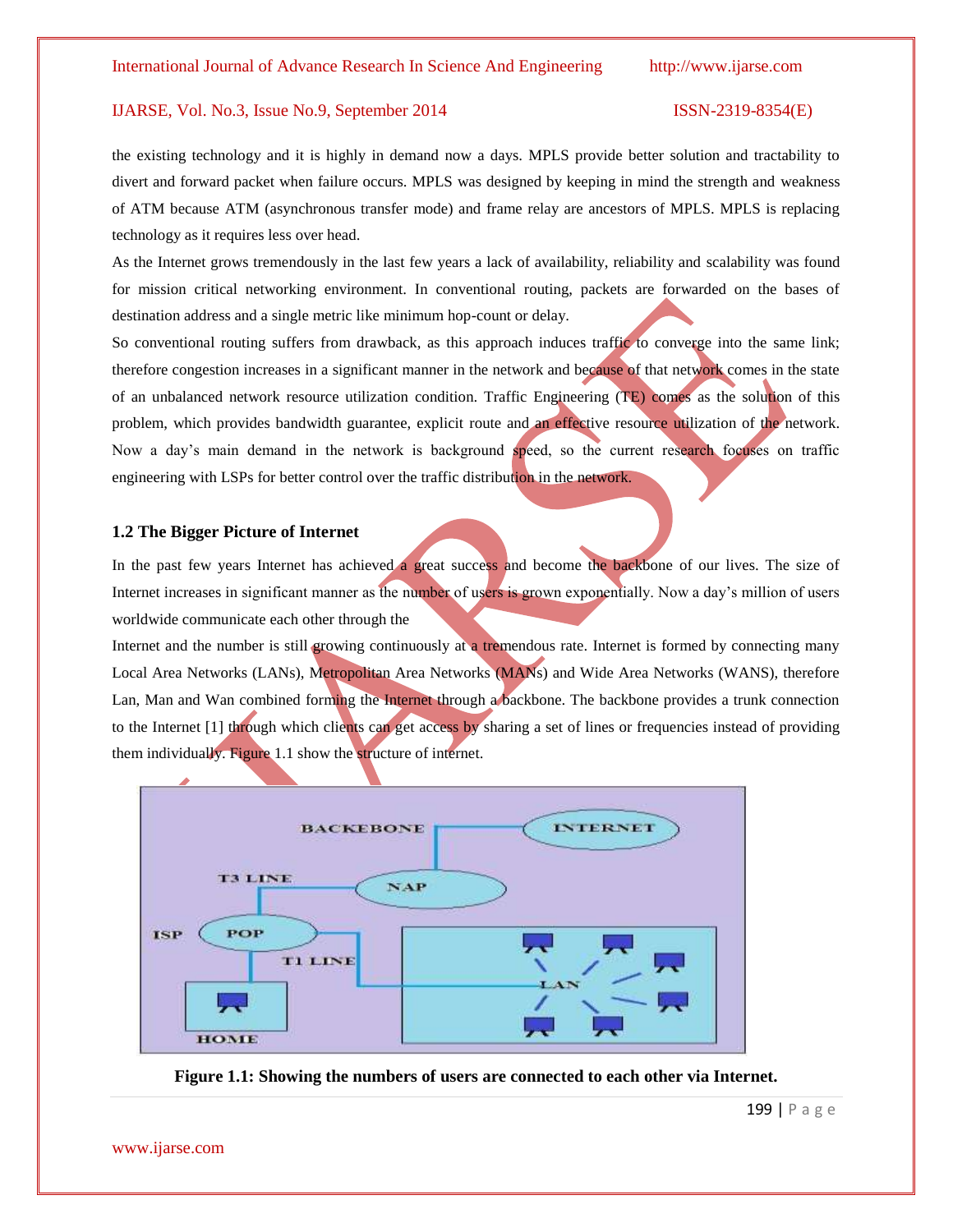the existing technology and it is highly in demand now a days. MPLS provide better solution and tractability to divert and forward packet when failure occurs. MPLS was designed by keeping in mind the strength and weakness of ATM because ATM (asynchronous transfer mode) and frame relay are ancestors of MPLS. MPLS is replacing technology as it requires less over head.

As the Internet grows tremendously in the last few years a lack of availability, reliability and scalability was found for mission critical networking environment. In conventional routing, packets are forwarded on the bases of destination address and a single metric like minimum hop-count or delay.

So conventional routing suffers from drawback, as this approach induces traffic to converge into the same link; therefore congestion increases in a significant manner in the network and because of that network comes in the state of an unbalanced network resource utilization condition. Traffic Engineering (TE) comes as the solution of this problem, which provides bandwidth guarantee, explicit route and an effective resource utilization of the network. Now a day's main demand in the network is background speed, so the current research focuses on traffic engineering with LSPs for better control over the traffic distribution in the network.

### 1.2 The Bigger Picture of Internet

In the past few years Internet has achieved a great success and become the backbone of our lives. The size of Internet increases in significant manner as the number of users is grown exponentially. Now a day's million of users worldwide communicate each other through the

Internet and the number is still growing continuously at a tremendous rate. Internet is formed by connecting many Local Area Networks (LANs), Metropolitan Area Networks (MANs) and Wide Area Networks (WANS), therefore Lan, Man and Wan combined forming the Internet through a backbone. The backbone provides a trunk connection to the Internet [1] through which clients can get access by sharing a set of lines or frequencies instead of providing them individually. Figure 1.1 show the structure of internet.

**Figure 1.1: Showing the numbers of users are connected to each other via Internet.**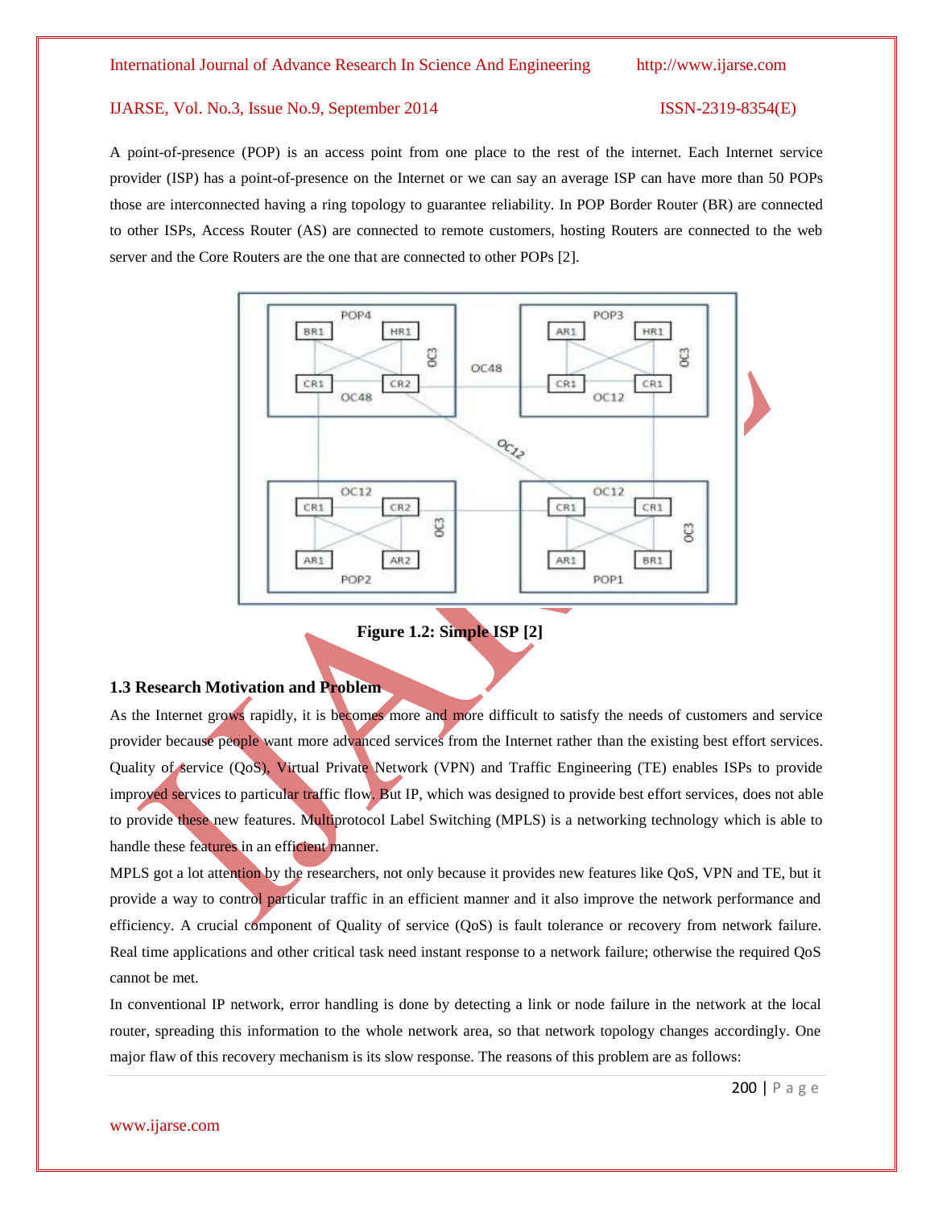A point-of-presence (POP) is an access point from one place to the rest of the internet. Each Internet service provider (ISP) has a point-of-presence on the Internet or we can say an average ISP can have more than 50 POPs those are interconnected having a ring topology to guarantee reliability. In POP Border Router (BR) are connected to other ISPs, Access Router (AS) are connected to remote customers, hosting Routers are connected to the web server and the Core Routers are the one that are connected to other POPs [2].

**Figure 1.2: Simple ISP [2]**

### 1.3 Research Motivation and Problem

As the Internet grows rapidly, it is becomes more and more difficult to satisfy the needs of customers and service provider because people want more advanced services from the Internet rather than the existing best effort services. Quality of service (QoS), Virtual Private Network (VPN) and Traffic Engineering (TE) enables ISPs to provide improved services to particular traffic flow. But IP, which was designed to provide best effort services, does not able to provide these new features. Multiprotocol Label Switching (MPLS) is a networking technology which is able to handle these features in an efficient manner.

MPLS got a lot attention by the researchers, not only because it provides new features like QoS, VPN and TE, but it provide a way to control particular traffic in an efficient manner and it also improve the network performance and efficiency. A crucial component of Quality of service (QoS) is fault tolerance or recovery from network failure. Real time applications and other critical task need instant response to a network failure; otherwise the required QoS cannot be met.

In conventional IP network, error handling is done by detecting a link or node failure in the network at the local router, spreading this information to the whole network area, so that network topology changes accordingly. One major flaw of this recovery mechanism is its slow response. The reasons of this problem are as follows: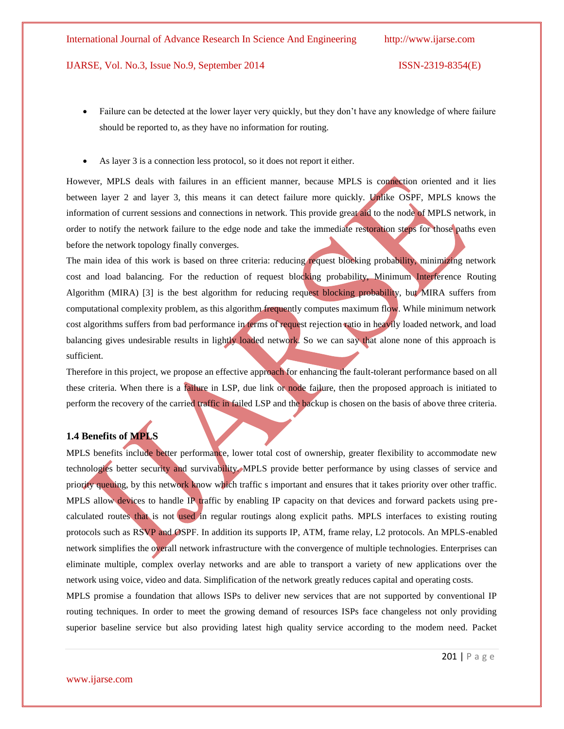- Failure can be detected at the lower layer very quickly, but they don't have any knowledge of where failure should be reported to, as they have no information for routing.
- As layer 3 is a connection less protocol, so it does not report it either.

However, MPLS deals with failures in an efficient manner, because MPLS is connection oriented and it lies between layer 2 and layer 3, this means it can detect failure more quickly. Unlike OSPF, MPLS knows the information of current sessions and connections in network. This provide great aid to the node of MPLS network, in order to notify the network failure to the edge node and take the immediate restoration steps for those paths even before the network topology finally converges.

The main idea of this work is based on three criteria: reducing request blocking probability, minimizing network cost and load balancing. For the reduction of request blocking probability, Minimum Interference Routing Algorithm (MIRA) [3] is the best algorithm for reducing request blocking probability, but MIRA suffers from computational complexity problem, as this algorithm frequently computes maximum flow. While minimum network cost algorithms suffers from bad performance in terms of request rejection ratio in heavily loaded network, and load balancing gives undesirable results in lightly loaded network. So we can say that alone none of this approach is sufficient.

Therefore in this project, we propose an effective approach for enhancing the fault-tolerant performance based on all these criteria. When there is a failure in LSP, due link or node failure, then the proposed approach is initiated to perform the recovery of the carried traffic in failed LSP and the backup is chosen on the basis of above three criteria.

### 1.4 Benefits of MPLS

MPLS benefits include better performance, lower total cost of ownership, greater flexibility to accommodate new technologies better security and survivability. MPLS provide better performance by using classes of service and priority queuing, by this network know which traffic s important and ensures that it takes priority over other traffic. MPLS allow devices to handle IP traffic by enabling IP capacity on that devices and forward packets using pre-calculated routes that is not used in regular routings along explicit paths. MPLS interfaces to existing routing protocols such as RSVP and OSPF. In addition its supports IP, ATM, frame relay, L2 protocols. An MPLS-enabled network simplifies the overall network infrastructure with the convergence of multiple technologies. Enterprises can eliminate multiple, complex overlay networks and are able to transport a variety of new applications over the network using voice, video and data. Simplification of the network greatly reduces capital and operating costs.

MPLS promise a foundation that allows ISPs to deliver new services that are not supported by conventional IP routing techniques. In order to meet the growing demand of resources ISPs face changeless not only providing superior baseline service but also providing latest high quality service according to the modem need. Packet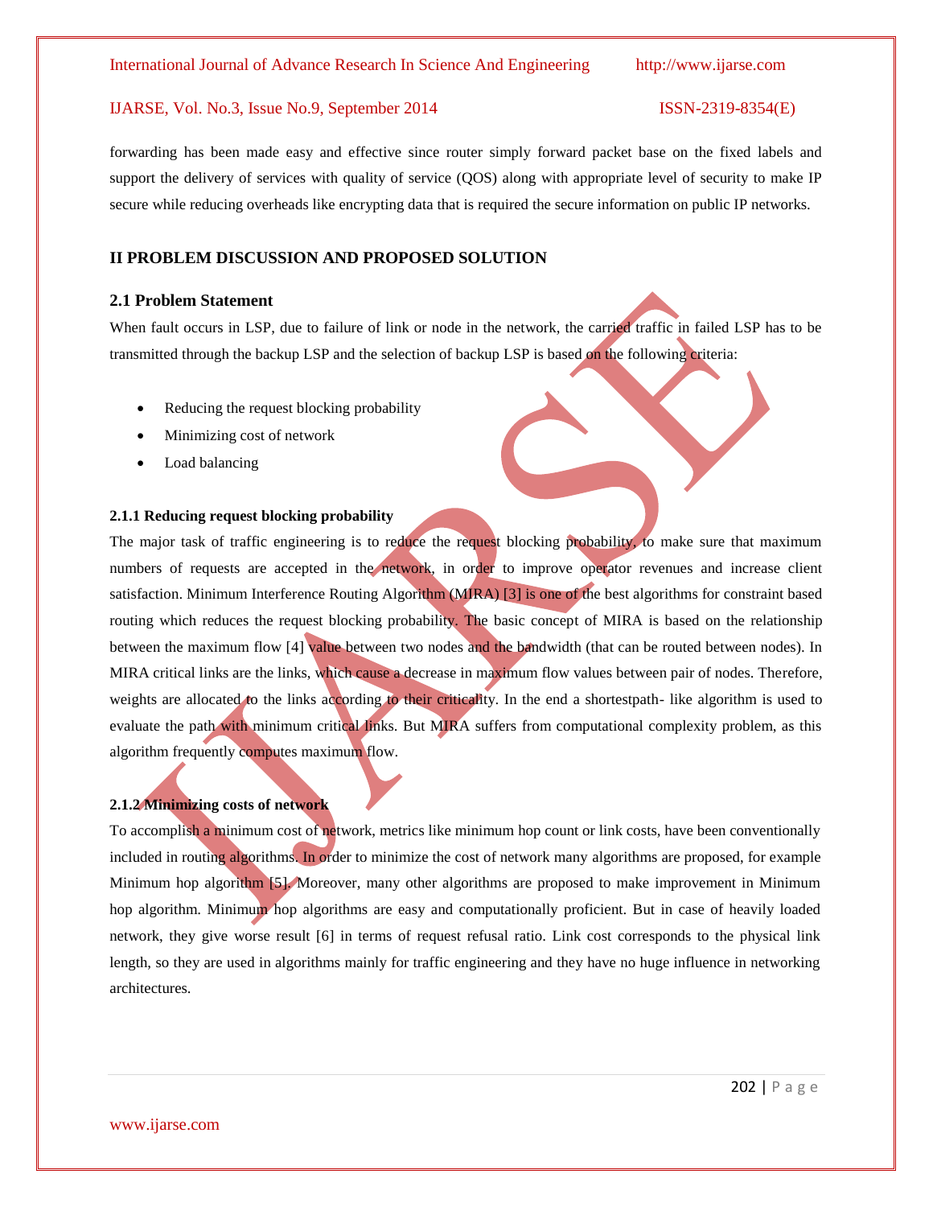forwarding has been made easy and effective since router simply forward packet base on the fixed labels and support the delivery of services with quality of service (QOS) along with appropriate level of security to make IP secure while reducing overheads like encrypting data that is required the secure information on public IP networks.

## II PROBLEM DISCUSSION AND PROPOSED SOLUTION

### 2.1 Problem Statement

When fault occurs in LSP, due to failure of link or node in the network, the carried traffic in failed LSP has to be transmitted through the backup LSP and the selection of backup LSP is based on the following criteria:

- Reducing the request blocking probability
- Minimizing cost of network
- Load balancing

#### 2.1.1 Reducing request blocking probability

The major task of traffic engineering is to reduce the request blocking probability, to make sure that maximum numbers of requests are accepted in the network, in order to improve operator revenues and increase client satisfaction. Minimum Interference Routing Algorithm (MIRA) [3] is one of the best algorithms for constraint based routing which reduces the request blocking probability. The basic concept of MIRA is based on the relationship between the maximum flow [4] value between two nodes and the bandwidth (that can be routed between nodes). In MIRA critical links are the links, which cause a decrease in maximum flow values between pair of nodes. Therefore, weights are allocated to the links according to their criticality. In the end a shortestpath- like algorithm is used to evaluate the path with minimum critical links. But MIRA suffers from computational complexity problem, as this algorithm frequently computes maximum flow.

#### 2.1.2 Minimizing costs of network

To accomplish a minimum cost of network, metrics like minimum hop count or link costs, have been conventionally included in routing algorithms. In order to minimize the cost of network many algorithms are proposed, for example Minimum hop algorithm [5]. Moreover, many other algorithms are proposed to make improvement in Minimum hop algorithm. Minimum hop algorithms are easy and computationally proficient. But in case of heavily loaded network, they give worse result [6] in terms of request refusal ratio. Link cost corresponds to the physical link length, so they are used in algorithms mainly for traffic engineering and they have no huge influence in networking architectures.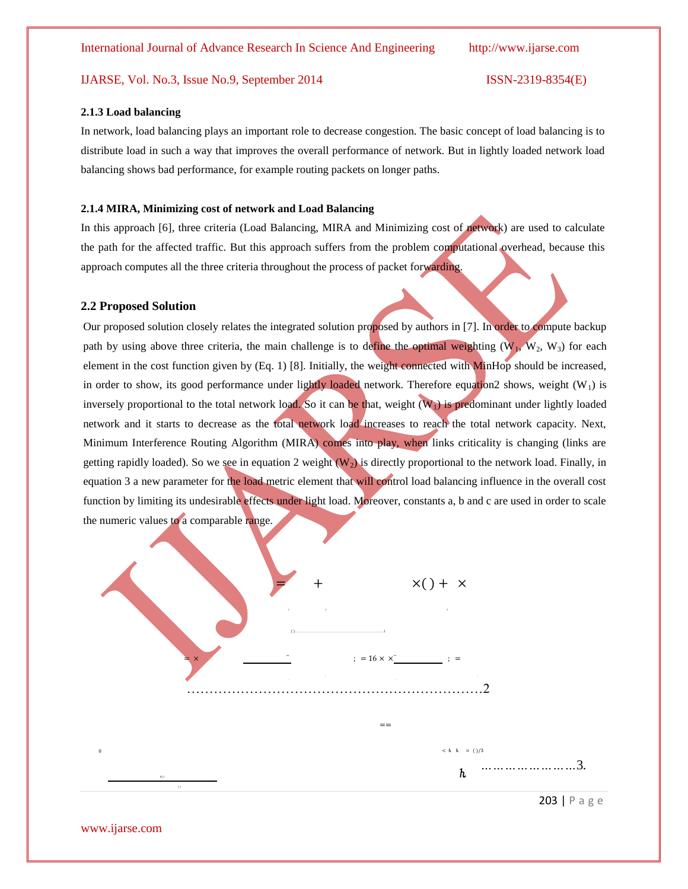### 2.1.3 Load balancing

In network, load balancing plays an important role to decrease congestion. The basic concept of load balancing is to distribute load in such a way that improves the overall performance of network. But in lightly loaded network load balancing shows bad performance, for example routing packets on longer paths.

### 2.1.4 MIRA, Minimizing cost of network and Load Balancing

In this approach [6], three criteria (Load Balancing, MIRA and Minimizing cost of network) are used to calculate the path for the affected traffic. But this approach suffers from the problem computational overhead, because this approach computes all the three criteria throughout the process of packet forwarding.

## 2.2 Proposed Solution

Our proposed solution closely relates the integrated solution proposed by authors in [7]. In order to compute backup path by using above three criteria, the main challenge is to define the optimal weighting ($W_1$, $W_2$, $W_3$) for each element in the cost function given by (Eq. 1) [8]. Initially, the weight connected with MinHop should be increased, in order to show, its good performance under lightly loaded network. Therefore equation2 shows, weight ($W_1$) is inversely proportional to the total network load. So it can be that, weight ($W_1$) is predominant under lightly loaded network and it starts to decrease as the total network load increases to reach the total network capacity. Next, Minimum Interference Routing Algorithm (MIRA) comes into play, when links criticality is changing (links are getting rapidly loaded). So we see in equation 2 weight ($W_2$) is directly proportional to the network load. Finally, in equation 3 a new parameter for the load metric element that will control load balancing influence in the overall cost function by limiting its undesirable effects under light load. Moreover, constants a, b and c are used in order to scale the numeric values to a comparable range.

$$= \quad + \quad \times(\,) + \times \quad \ldots\ldots 1$$

$$= \times \frac{\quad}{\quad} \; ; \; = 16 \times \times \frac{\quad}{\quad} \; ; \; = \quad \ldots\ldots\ldots\ldots\ldots\ldots\ldots\ldots\ldots\ldots 2$$

$$== \quad 0 \quad \frac{\quad}{\quad} \quad < h \;\; h \;\; = (\,)/3 \quad h \quad \ldots\ldots\ldots\ldots\ldots\ldots 3.$$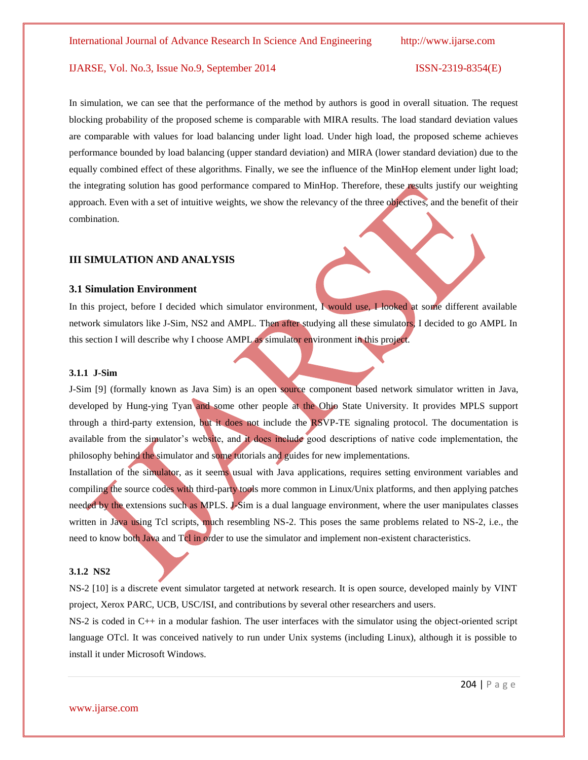In simulation, we can see that the performance of the method by authors is good in overall situation. The request blocking probability of the proposed scheme is comparable with MIRA results. The load standard deviation values are comparable with values for load balancing under light load. Under high load, the proposed scheme achieves performance bounded by load balancing (upper standard deviation) and MIRA (lower standard deviation) due to the equally combined effect of these algorithms. Finally, we see the influence of the MinHop element under light load; the integrating solution has good performance compared to MinHop. Therefore, these results justify our weighting approach. Even with a set of intuitive weights, we show the relevancy of the three objectives, and the benefit of their combination.

## III SIMULATION AND ANALYSIS

### 3.1 Simulation Environment

In this project, before I decided which simulator environment, I would use, I looked at some different available network simulators like J-Sim, NS2 and AMPL. Then after studying all these simulators, I decided to go AMPL In this section I will describe why I choose AMPL as simulator environment in this project.

#### 3.1.1 J-Sim

J-Sim [9] (formally known as Java Sim) is an open source component based network simulator written in Java, developed by Hung-ying Tyan and some other people at the Ohio State University. It provides MPLS support through a third-party extension, but it does not include the RSVP-TE signaling protocol. The documentation is available from the simulator's website, and it does include good descriptions of native code implementation, the philosophy behind the simulator and some tutorials and guides for new implementations.

Installation of the simulator, as it seems usual with Java applications, requires setting environment variables and compiling the source codes with third-party tools more common in Linux/Unix platforms, and then applying patches needed by the extensions such as MPLS. J-Sim is a dual language environment, where the user manipulates classes written in Java using Tcl scripts, much resembling NS-2. This poses the same problems related to NS-2, i.e., the need to know both Java and Tcl in order to use the simulator and implement non-existent characteristics.

#### 3.1.2 NS2

NS-2 [10] is a discrete event simulator targeted at network research. It is open source, developed mainly by VINT project, Xerox PARC, UCB, USC/ISI, and contributions by several other researchers and users.

NS-2 is coded in C++ in a modular fashion. The user interfaces with the simulator using the object-oriented script language OTcl. It was conceived natively to run under Unix systems (including Linux), although it is possible to install it under Microsoft Windows.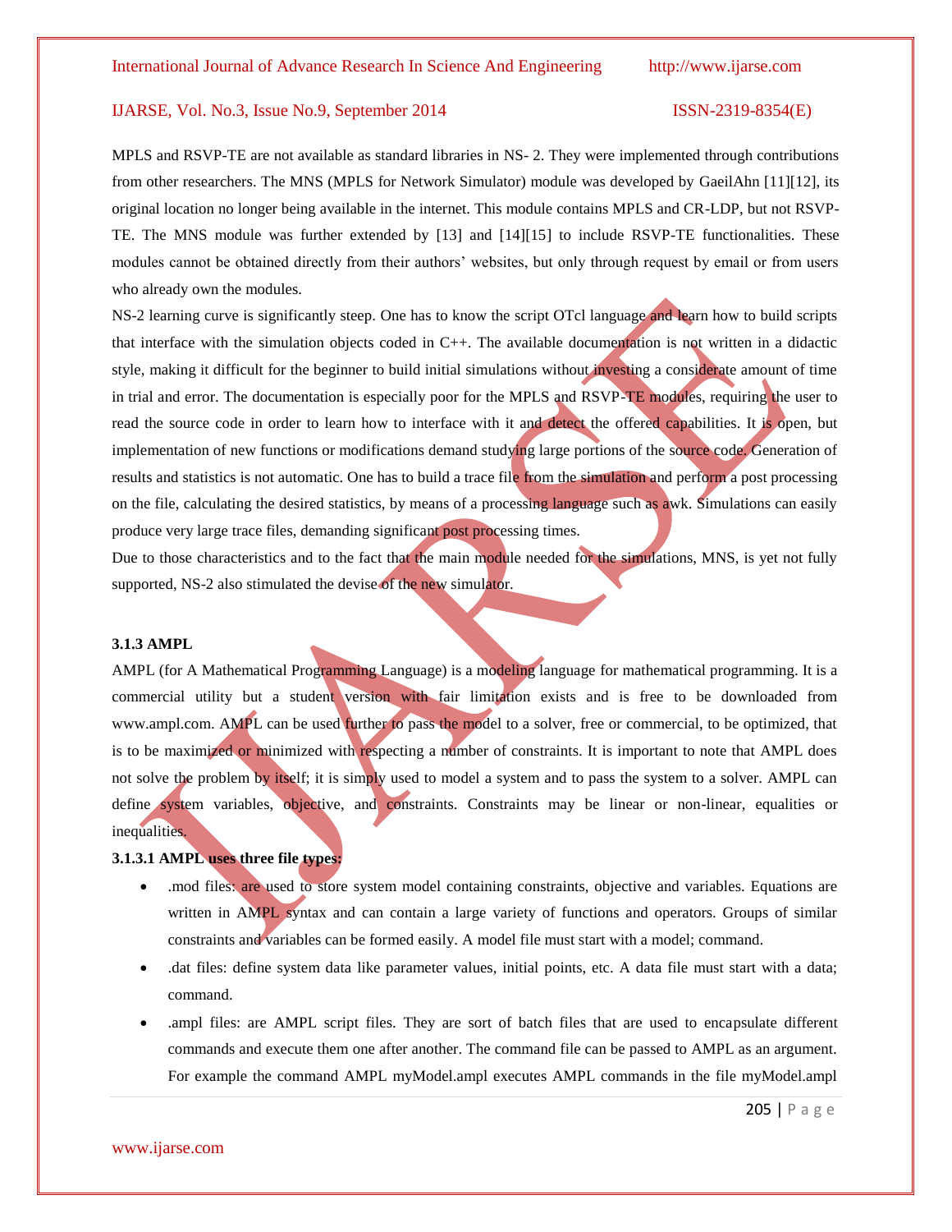MPLS and RSVP-TE are not available as standard libraries in NS- 2. They were implemented through contributions from other researchers. The MNS (MPLS for Network Simulator) module was developed by GaeilAhn [11][12], its original location no longer being available in the internet. This module contains MPLS and CR-LDP, but not RSVP-TE. The MNS module was further extended by [13] and [14][15] to include RSVP-TE functionalities. These modules cannot be obtained directly from their authors' websites, but only through request by email or from users who already own the modules.

NS-2 learning curve is significantly steep. One has to know the script OTcl language and learn how to build scripts that interface with the simulation objects coded in C++. The available documentation is not written in a didactic style, making it difficult for the beginner to build initial simulations without investing a considerate amount of time in trial and error. The documentation is especially poor for the MPLS and RSVP-TE modules, requiring the user to read the source code in order to learn how to interface with it and detect the offered capabilities. It is open, but implementation of new functions or modifications demand studying large portions of the source code. Generation of results and statistics is not automatic. One has to build a trace file from the simulation and perform a post processing on the file, calculating the desired statistics, by means of a processing language such as awk. Simulations can easily produce very large trace files, demanding significant post processing times.

Due to those characteristics and to the fact that the main module needed for the simulations, MNS, is yet not fully supported, NS-2 also stimulated the devise of the new simulator.

### 3.1.3 AMPL

AMPL (for A Mathematical Programming Language) is a modeling language for mathematical programming. It is a commercial utility but a student version with fair limitation exists and is free to be downloaded from www.ampl.com. AMPL can be used further to pass the model to a solver, free or commercial, to be optimized, that is to be maximized or minimized with respecting a number of constraints. It is important to note that AMPL does not solve the problem by itself; it is simply used to model a system and to pass the system to a solver. AMPL can define system variables, objective, and constraints. Constraints may be linear or non-linear, equalities or inequalities.

#### 3.1.3.1 AMPL uses three file types:

- .mod files: are used to store system model containing constraints, objective and variables. Equations are written in AMPL syntax and can contain a large variety of functions and operators. Groups of similar constraints and variables can be formed easily. A model file must start with a model; command.
- .dat files: define system data like parameter values, initial points, etc. A data file must start with a data; command.
- .ampl files: are AMPL script files. They are sort of batch files that are used to encapsulate different commands and execute them one after another. The command file can be passed to AMPL as an argument. For example the command AMPL myModel.ampl executes AMPL commands in the file myModel.ampl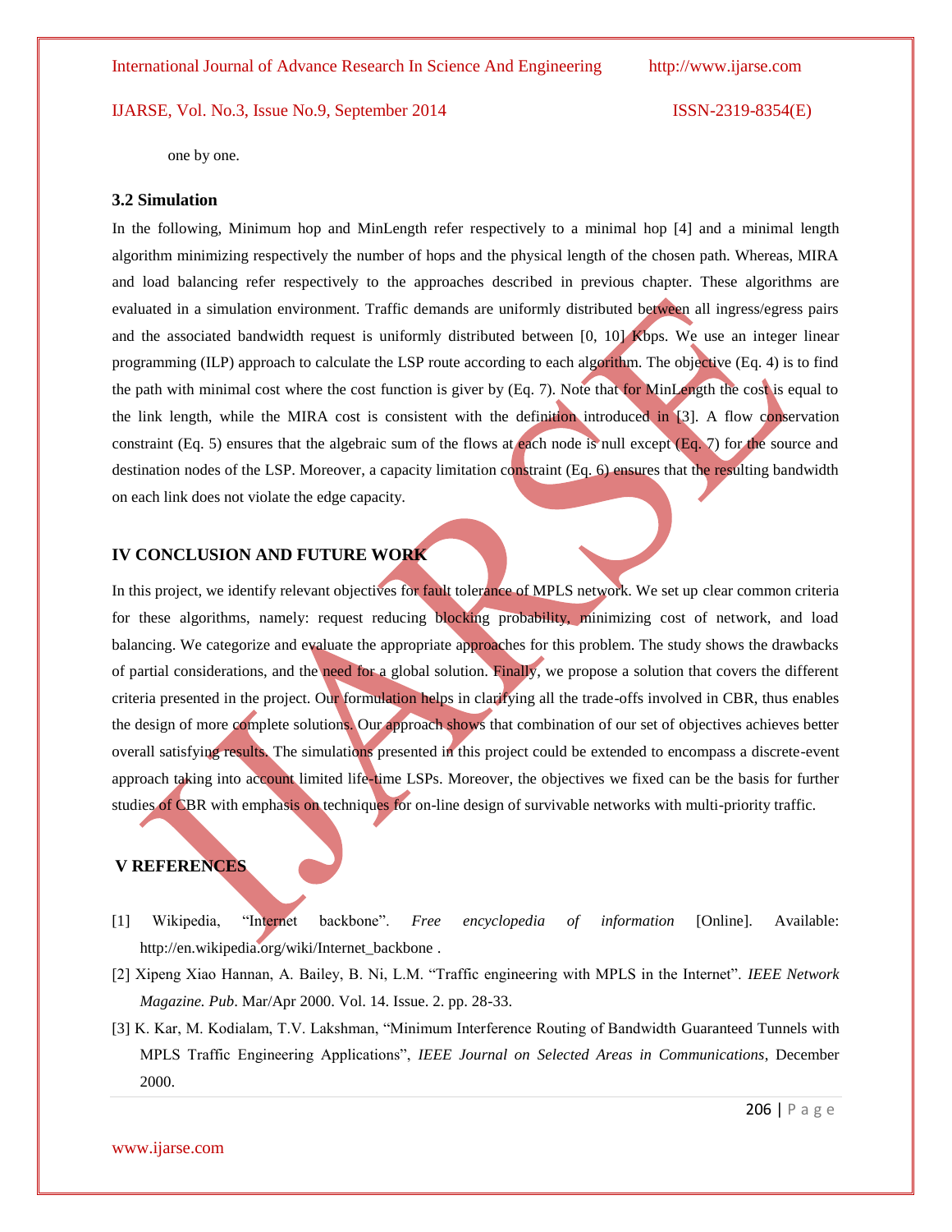one by one.

### 3.2 Simulation

In the following, Minimum hop and MinLength refer respectively to a minimal hop [4] and a minimal length algorithm minimizing respectively the number of hops and the physical length of the chosen path. Whereas, MIRA and load balancing refer respectively to the approaches described in previous chapter. These algorithms are evaluated in a simulation environment. Traffic demands are uniformly distributed between all ingress/egress pairs and the associated bandwidth request is uniformly distributed between [0, 10] Kbps. We use an integer linear programming (ILP) approach to calculate the LSP route according to each algorithm. The objective (Eq. 4) is to find the path with minimal cost where the cost function is giver by (Eq. 7). Note that for MinLength the cost is equal to the link length, while the MIRA cost is consistent with the definition introduced in [3]. A flow conservation constraint (Eq. 5) ensures that the algebraic sum of the flows at each node is null except (Eq. 7) for the source and destination nodes of the LSP. Moreover, a capacity limitation constraint (Eq. 6) ensures that the resulting bandwidth on each link does not violate the edge capacity.

## IV CONCLUSION AND FUTURE WORK

In this project, we identify relevant objectives for fault tolerance of MPLS network. We set up clear common criteria for these algorithms, namely: request reducing blocking probability, minimizing cost of network, and load balancing. We categorize and evaluate the appropriate approaches for this problem. The study shows the drawbacks of partial considerations, and the need for a global solution. Finally, we propose a solution that covers the different criteria presented in the project. Our formulation helps in clarifying all the trade-offs involved in CBR, thus enables the design of more complete solutions. Our approach shows that combination of our set of objectives achieves better overall satisfying results. The simulations presented in this project could be extended to encompass a discrete-event approach taking into account limited life-time LSPs. Moreover, the objectives we fixed can be the basis for further studies of CBR with emphasis on techniques for on-line design of survivable networks with multi-priority traffic.

## V REFERENCES

[1] Wikipedia, "Internet backbone". *Free encyclopedia of information* [Online]. Available: http://en.wikipedia.org/wiki/Internet_backbone .

[2] Xipeng Xiao Hannan, A. Bailey, B. Ni, L.M. "Traffic engineering with MPLS in the Internet". *IEEE Network Magazine. Pub*. Mar/Apr 2000. Vol. 14. Issue. 2. pp. 28-33.

[3] K. Kar, M. Kodialam, T.V. Lakshman, "Minimum Interference Routing of Bandwidth Guaranteed Tunnels with MPLS Traffic Engineering Applications", *IEEE Journal on Selected Areas in Communications*, December 2000.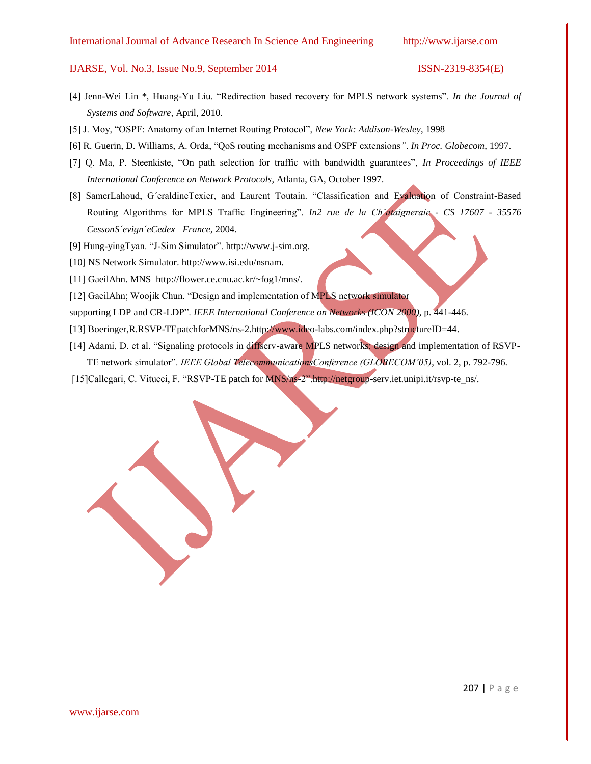[4] Jenn-Wei Lin *, Huang-Yu Liu. "Redirection based recovery for MPLS network systems". *In the Journal of Systems and Software*, April, 2010.

[5] J. Moy, "OSPF: Anatomy of an Internet Routing Protocol", *New York: Addison-Wesley*, 1998

[6] R. Guerin, D. Williams, A. Orda, "QoS routing mechanisms and OSPF extensions*". In Proc. Globecom,* 1997.

[7] Q. Ma, P. Steenkiste, "On path selection for traffic with bandwidth guarantees", *In Proceedings of IEEE International Conference on Network Protocols*, Atlanta, GA, October 1997.

[8] SamerLahoud, G´eraldineTexier, and Laurent Toutain. "Classification and Evaluation of Constraint-Based Routing Algorithms for MPLS Traffic Engineering". *In2 rue de la Chˆataigneraie - CS 17607 - 35576 CessonS´evign´eCedex– France,* 2004.

[9] Hung-yingTyan. "J-Sim Simulator". http://www.j-sim.org.

[10] NS Network Simulator. http://www.isi.edu/nsnam.

[11] GaeilAhn. MNS http://flower.ce.cnu.ac.kr/~fog1/mns/.

[12] GaeilAhn; Woojik Chun. "Design and implementation of MPLS network simulator supporting LDP and CR-LDP". *IEEE International Conference on Networks (ICON 2000)*, p. 441-446.

[13] Boeringer,R.RSVP-TEpatchforMNS/ns-2.http://www.ideo-labs.com/index.php?structureID=44.

[14] Adami, D. et al. "Signaling protocols in diffserv-aware MPLS networks: design and implementation of RSVP-TE network simulator". *IEEE Global TelecommunicationsConference (GLOBECOM'05)*, vol. 2, p. 792-796.

[15]Callegari, C. Vitucci, F. "RSVP-TE patch for MNS/ns-2".http://netgroup-serv.iet.unipi.it/rsvp-te_ns/.